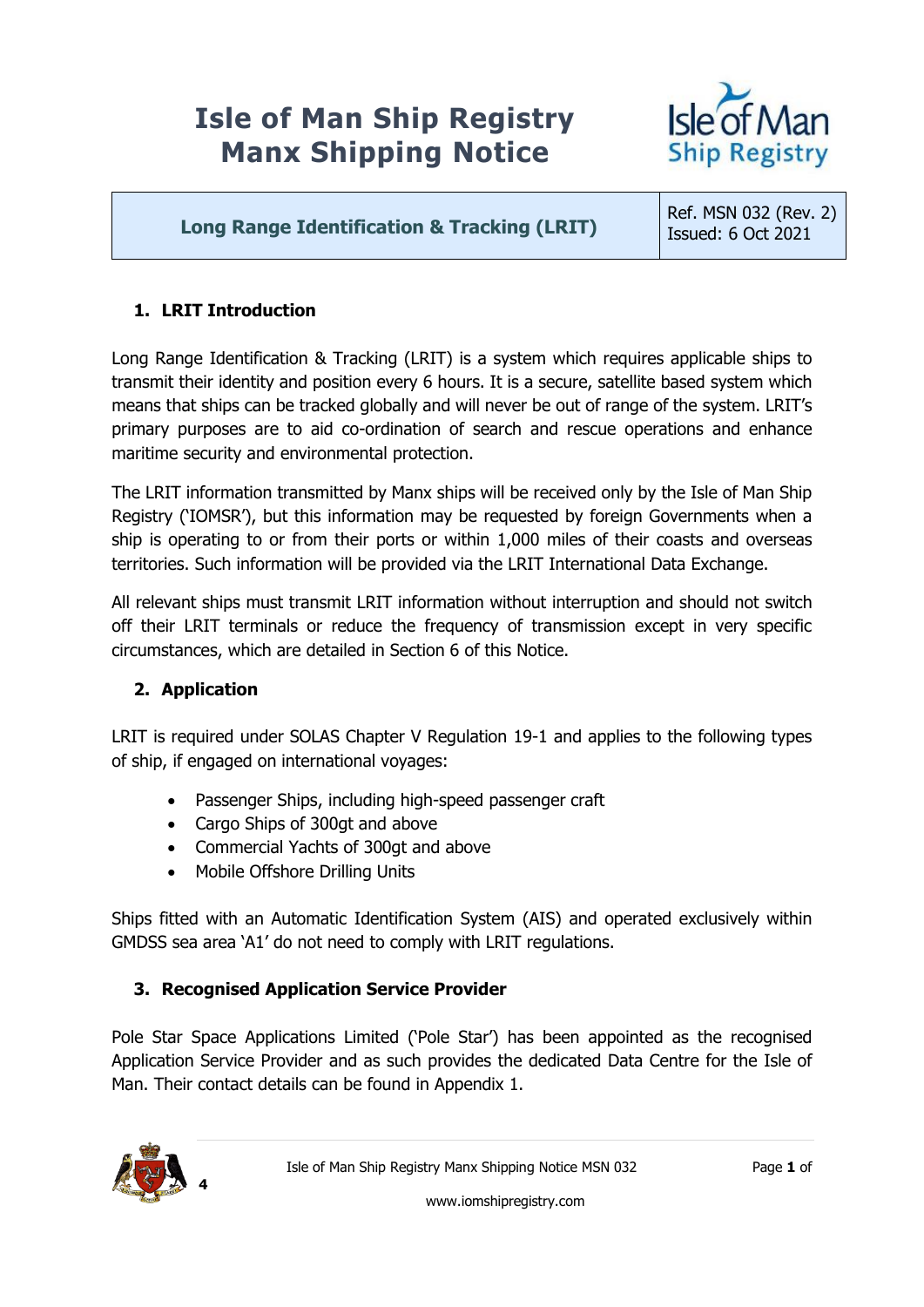# Isle of Man Ship Registry
# Manx Shipping Notice

| Long Range Identification & Tracking (LRIT) | Ref. MSN 032 (Rev. 2) Issued: 6 Oct 2021 |
|---|---|

## 1. LRIT Introduction

Long Range Identification & Tracking (LRIT) is a system which requires applicable ships to transmit their identity and position every 6 hours. It is a secure, satellite based system which means that ships can be tracked globally and will never be out of range of the system. LRIT's primary purposes are to aid co-ordination of search and rescue operations and enhance maritime security and environmental protection.

The LRIT information transmitted by Manx ships will be received only by the Isle of Man Ship Registry ('IOMSR'), but this information may be requested by foreign Governments when a ship is operating to or from their ports or within 1,000 miles of their coasts and overseas territories. Such information will be provided via the LRIT International Data Exchange.

All relevant ships must transmit LRIT information without interruption and should not switch off their LRIT terminals or reduce the frequency of transmission except in very specific circumstances, which are detailed in Section 6 of this Notice.

## 2. Application

LRIT is required under SOLAS Chapter V Regulation 19-1 and applies to the following types of ship, if engaged on international voyages:

- Passenger Ships, including high-speed passenger craft
- Cargo Ships of 300gt and above
- Commercial Yachts of 300gt and above
- Mobile Offshore Drilling Units

Ships fitted with an Automatic Identification System (AIS) and operated exclusively within GMDSS sea area 'A1' do not need to comply with LRIT regulations.

## 3. Recognised Application Service Provider

Pole Star Space Applications Limited ('Pole Star') has been appointed as the recognised Application Service Provider and as such provides the dedicated Data Centre for the Isle of Man. Their contact details can be found in Appendix 1.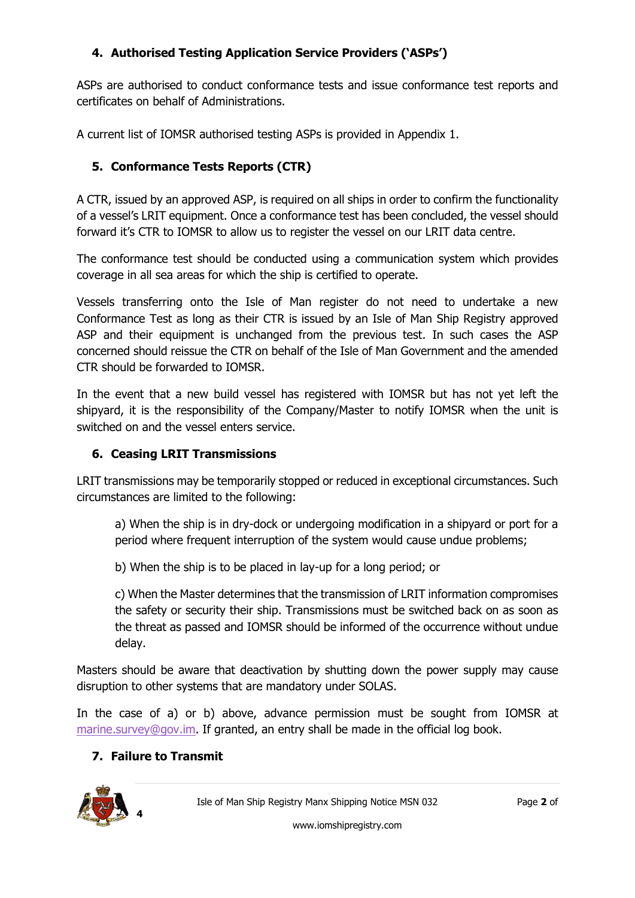## 4. Authorised Testing Application Service Providers ('ASPs')

ASPs are authorised to conduct conformance tests and issue conformance test reports and certificates on behalf of Administrations.

A current list of IOMSR authorised testing ASPs is provided in Appendix 1.

## 5. Conformance Tests Reports (CTR)

A CTR, issued by an approved ASP, is required on all ships in order to confirm the functionality of a vessel's LRIT equipment. Once a conformance test has been concluded, the vessel should forward it's CTR to IOMSR to allow us to register the vessel on our LRIT data centre.

The conformance test should be conducted using a communication system which provides coverage in all sea areas for which the ship is certified to operate.

Vessels transferring onto the Isle of Man register do not need to undertake a new Conformance Test as long as their CTR is issued by an Isle of Man Ship Registry approved ASP and their equipment is unchanged from the previous test. In such cases the ASP concerned should reissue the CTR on behalf of the Isle of Man Government and the amended CTR should be forwarded to IOMSR.

In the event that a new build vessel has registered with IOMSR but has not yet left the shipyard, it is the responsibility of the Company/Master to notify IOMSR when the unit is switched on and the vessel enters service.

## 6. Ceasing LRIT Transmissions

LRIT transmissions may be temporarily stopped or reduced in exceptional circumstances. Such circumstances are limited to the following:

a) When the ship is in dry-dock or undergoing modification in a shipyard or port for a period where frequent interruption of the system would cause undue problems;

b) When the ship is to be placed in lay-up for a long period; or

c) When the Master determines that the transmission of LRIT information compromises the safety or security their ship. Transmissions must be switched back on as soon as the threat as passed and IOMSR should be informed of the occurrence without undue delay.

Masters should be aware that deactivation by shutting down the power supply may cause disruption to other systems that are mandatory under SOLAS.

In the case of a) or b) above, advance permission must be sought from IOMSR at marine.survey@gov.im. If granted, an entry shall be made in the official log book.

## 7. Failure to Transmit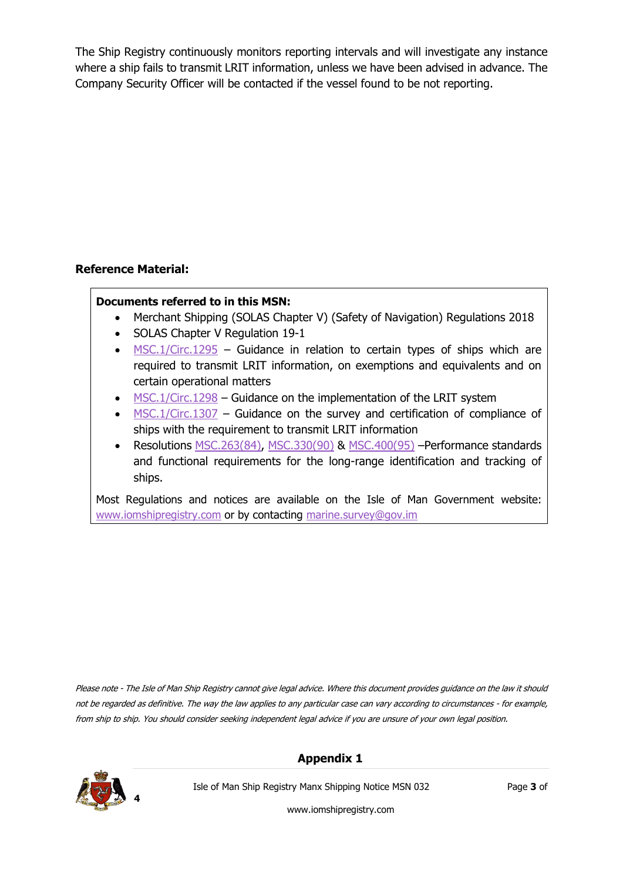The Ship Registry continuously monitors reporting intervals and will investigate any instance where a ship fails to transmit LRIT information, unless we have been advised in advance. The Company Security Officer will be contacted if the vessel found to be not reporting.

**Reference Material:**

**Documents referred to in this MSN:**

- Merchant Shipping (SOLAS Chapter V) (Safety of Navigation) Regulations 2018
- SOLAS Chapter V Regulation 19-1
- MSC.1/Circ.1295 – Guidance in relation to certain types of ships which are required to transmit LRIT information, on exemptions and equivalents and on certain operational matters
- MSC.1/Circ.1298 – Guidance on the implementation of the LRIT system
- MSC.1/Circ.1307 – Guidance on the survey and certification of compliance of ships with the requirement to transmit LRIT information
- Resolutions MSC.263(84), MSC.330(90) & MSC.400(95) –Performance standards and functional requirements for the long-range identification and tracking of ships.

Most Regulations and notices are available on the Isle of Man Government website: www.iomshipregistry.com or by contacting marine.survey@gov.im

*Please note - The Isle of Man Ship Registry cannot give legal advice. Where this document provides guidance on the law it should not be regarded as definitive. The way the law applies to any particular case can vary according to circumstances - for example, from ship to ship. You should consider seeking independent legal advice if you are unsure of your own legal position.*

**Appendix 1**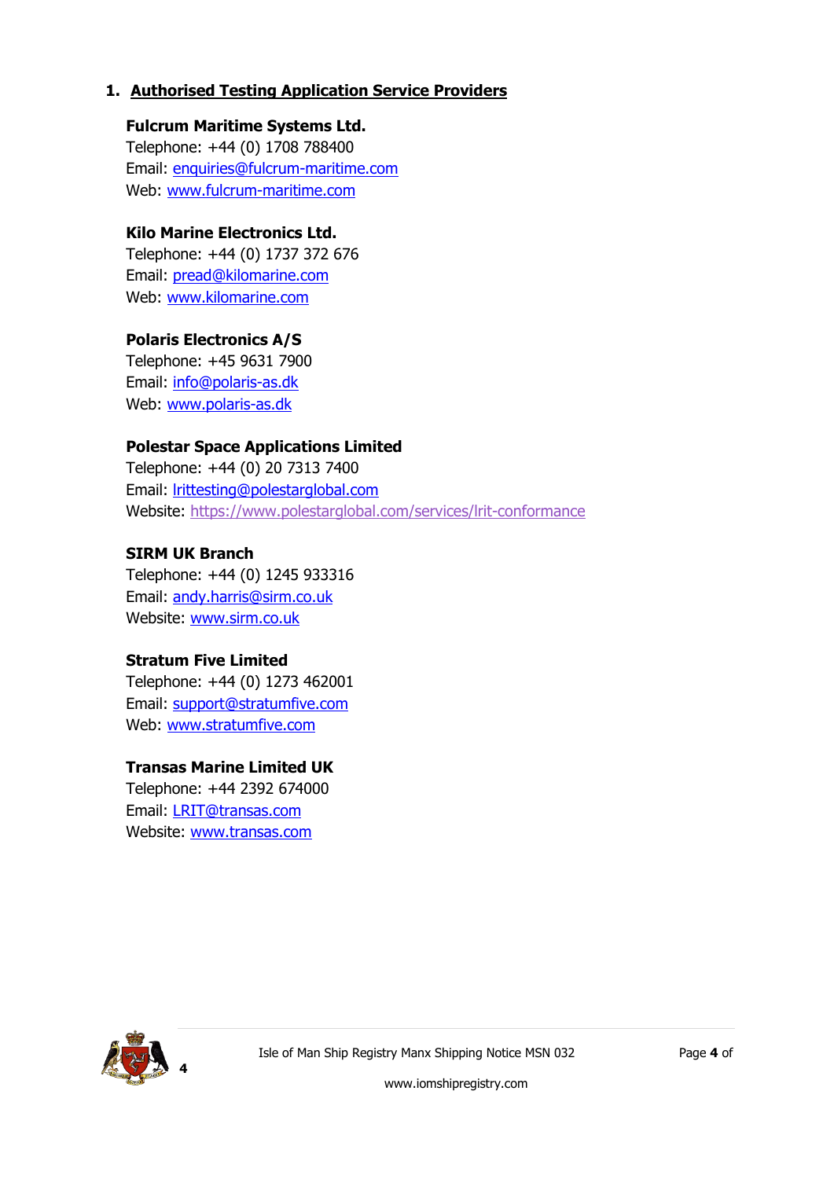## 1. Authorised Testing Application Service Providers

**Fulcrum Maritime Systems Ltd.**
Telephone: +44 (0) 1708 788400
Email: enquiries@fulcrum-maritime.com
Web: www.fulcrum-maritime.com

**Kilo Marine Electronics Ltd.**
Telephone: +44 (0) 1737 372 676
Email: pread@kilomarine.com
Web: www.kilomarine.com

**Polaris Electronics A/S**
Telephone: +45 9631 7900
Email: info@polaris-as.dk
Web: www.polaris-as.dk

**Polestar Space Applications Limited**
Telephone: +44 (0) 20 7313 7400
Email: lrittesting@polestarglobal.com
Website: https://www.polestarglobal.com/services/lrit-conformance

**SIRM UK Branch**
Telephone: +44 (0) 1245 933316
Email: andy.harris@sirm.co.uk
Website: www.sirm.co.uk

**Stratum Five Limited**
Telephone: +44 (0) 1273 462001
Email: support@stratumfive.com
Web: www.stratumfive.com

**Transas Marine Limited UK**
Telephone: +44 2392 674000
Email: LRIT@transas.com
Website: www.transas.com